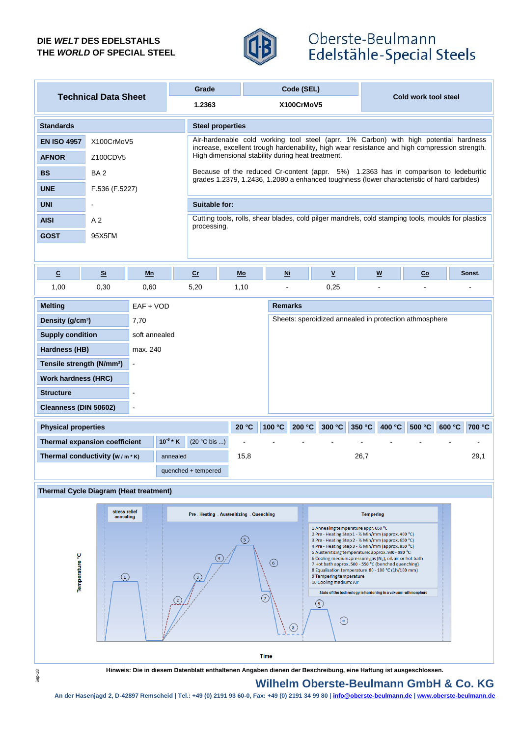DIE *WELT* DES EDELSTAHLS
THE *WORLD* OF SPECIAL STEEL

Oberste-Beulmann
Edelstähle-Special Steels

| Technical Data Sheet | Grade | Code (SEL) | Cold work tool steel |
|---|---|---|---|
| | 1.2363 | X100CrMoV5 | |

## Standards

| | |
|---|---|
| **EN ISO 4957** | X100CrMoV5 |
| **AFNOR** | Z100CDV5 |
| **BS** | BA 2 |
| **UNE** | F.536 (F.5227) |
| **UNI** | - |
| **AISI** | A 2 |
| **GOST** | 95Х5ГМ |

## Steel properties

Air-hardenable cold working tool steel (aprr. 1% Carbon) with high potential hardness increase, excellent trough hardenability, high wear resistance and high compression strength. High dimensional stability during heat treatment.

Because of the reduced Cr-content (appr. 5%) 1.2363 has in comparison to ledeburitic grades 1.2379, 1.2436, 1.2080 a enhanced toughness (lower characteristic of hard carbides)

## Suitable for:

Cutting tools, rolls, shear blades, cold pilger mandrels, cold stamping tools, moulds for plastics processing.

| C | Si | Mn | Cr | Mo | Ni | V | W | Co | Sonst. |
|---|---|---|---|---|---|---|---|---|---|
| 1,00 | 0,30 | 0,60 | 5,20 | 1,10 | - | 0,25 | - | - | - |

| | |
|---|---|
| **Melting** | EAF + VOD |
| **Density (g/cm³)** | 7,70 |
| **Supply condition** | soft annealed |
| **Hardness (HB)** | max. 240 |
| **Tensile strength (N/mm²)** | - |
| **Work hardness (HRC)** | |
| **Structure** | - |
| **Cleanness (DIN 50602)** | - |

## Remarks

Sheets: speroidized annealed in protection athmosphere

| Physical properties | | | 20 °C | 100 °C | 200 °C | 300 °C | 350 °C | 400 °C | 500 °C | 600 °C | 700 °C |
|---|---|---|---|---|---|---|---|---|---|---|---|
| Thermal expansion coefficient | $10^{-6}$ * K | (20 °C bis ...) | - | - | - | - | - | - | - | - | - |
| Thermal conductivity (W / m * K) | annealed | | 15,8 | | | | 26,7 | | | | 29,1 |
| | quenched + tempered | | | | | | | | | | |

## Thermal Cycle Diagram (Heat treatment)

stress relief annealing

Pre - Heating - Austenitizing - Quenching

Tempering

1 Annealing temperature appr. 650 °C
2 Pre - Heating Step 1 - ½ Min/mm (approx. 400 °C)
3 Pre - Heating Step 2 - ½ Min/mm (approx. 650 °C)
4 Pre - Heating Step 3 - ½ Min/mm (approx. 850 °C)
5 Austenitizing temperature: approx. 930 - 980 °C
6 Cooling medium: pressure gas ($N_2$), oil, air or hot bath
7 Hot bath approx. 500 - 550 °C (benched quenching)
8 Equalisation temperature 80 - 100 °C (1h/100 mm)
9 Tempering temperature
10 Cooling medium: Air

State of the technology is hardening in a vakuum-athmosphere

Temperature °C

Time

**Hinweis: Die in diesem Datenblatt enthaltenen Angaben dienen der Beschreibung, eine Haftung ist ausgeschlossen.**

Sep-18

**Wilhelm Oberste-Beulmann GmbH & Co. KG**

An der Hasenjagd 2, D-42897 Remscheid | Tel.: +49 (0) 2191 93 60-0, Fax: +49 (0) 2191 34 99 80 | info@oberste-beulmann.de | www.oberste-beulmann.de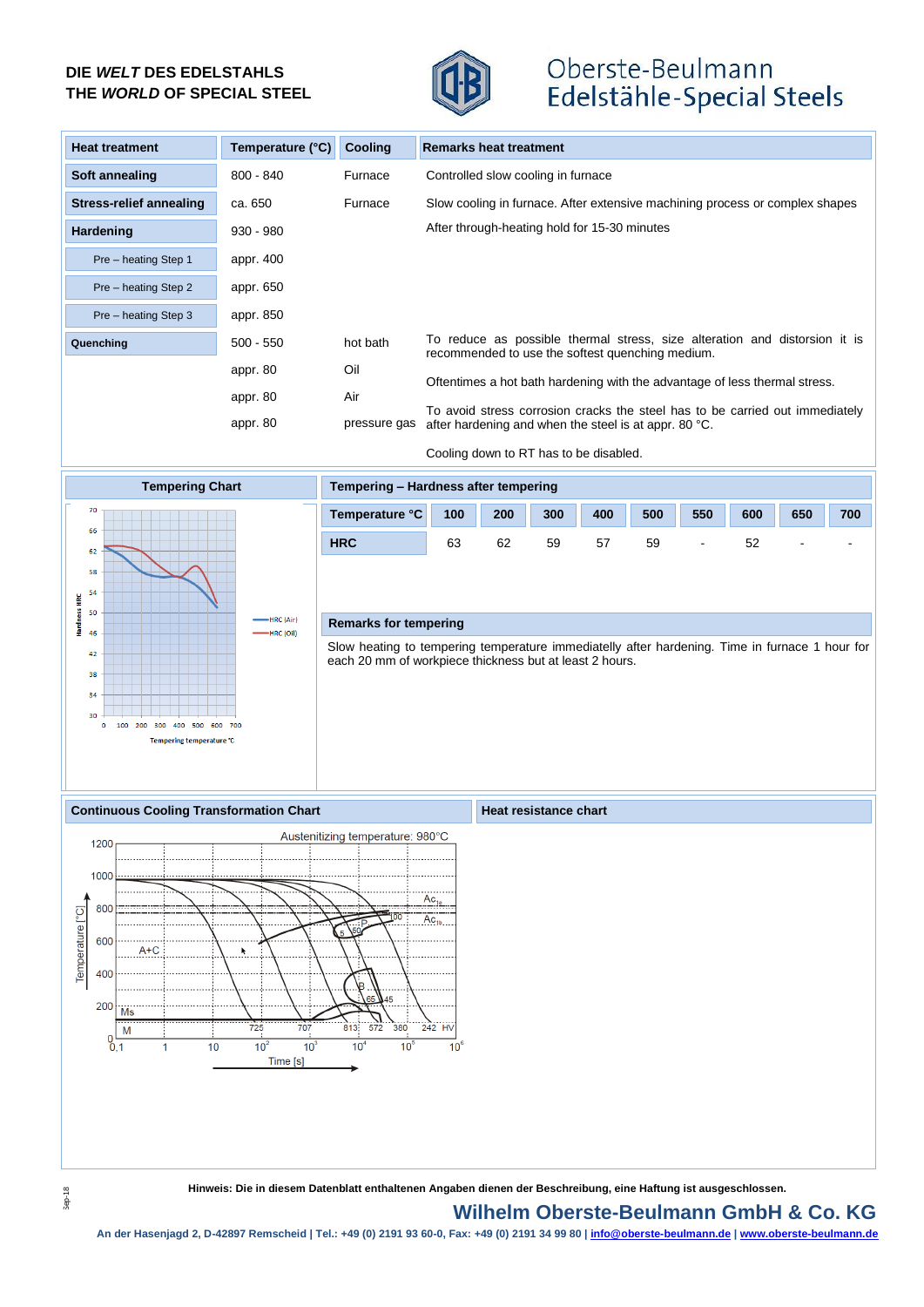DIE *WELT* DES EDELSTAHLS
THE *WORLD* OF SPECIAL STEEL

Oberste-Beulmann
Edelstähle-Special Steels

| Heat treatment | Temperature (°C) | Cooling | Remarks heat treatment |
|---|---|---|---|
| **Soft annealing** | 800 - 840 | Furnace | Controlled slow cooling in furnace |
| **Stress-relief annealing** | ca. 650 | Furnace | Slow cooling in furnace. After extensive machining process or complex shapes |
| **Hardening** | 930 - 980 | | After through-heating hold for 15-30 minutes |
| Pre – heating Step 1 | appr. 400 | | |
| Pre – heating Step 2 | appr. 650 | | |
| Pre – heating Step 3 | appr. 850 | | |
| **Quenching** | 500 - 550 | hot bath | To reduce as possible thermal stress, size alteration and distorsion it is recommended to use the softest quenching medium. |
| | appr. 80 | Oil | Oftentimes a hot bath hardening with the advantage of less thermal stress. |
| | appr. 80 | Air | To avoid stress corrosion cracks the steel has to be carried out immediately after hardening and when the steel is at appr. 80 °C. |
| | appr. 80 | pressure gas | Cooling down to RT has to be disabled. |

## Tempering Chart

70
66
62
58
54
50
46
42
38
34
30
Hardness HRC
0 100 200 300 400 500 600 700
Tempering temperature °C
HRC (Air)
HRC (Oil)

## Tempering – Hardness after tempering

| Temperature °C | 100 | 200 | 300 | 400 | 500 | 550 | 600 | 650 | 700 |
|---|---|---|---|---|---|---|---|---|---|
| HRC | 63 | 62 | 59 | 57 | 59 | - | 52 | - | - |

### Remarks for tempering

Slow heating to tempering temperature immediately after hardening. Time in furnace 1 hour for each 20 mm of workpiece thickness but at least 2 hours.

## Continuous Cooling Transformation Chart

Austenitizing temperature: 980°C
1200
1000
800
600
400
200
0
Temperature [°C]
$Ac_{1e}$
$Ac_{1b}$
100
P
5
60
A+C
B
65
45
Ms
M
725
707
813
572
380
242 HV
0,1 1 10 $10^2$ $10^3$ $10^4$ $10^5$ $10^6$
Time [s]

## Heat resistance chart

**Hinweis: Die in diesem Datenblatt enthaltenen Angaben dienen der Beschreibung, eine Haftung ist ausgeschlossen.**

**Wilhelm Oberste-Beulmann GmbH & Co. KG**

An der Hasenjagd 2, D-42897 Remscheid | Tel.: +49 (0) 2191 93 60-0, Fax: +49 (0) 2191 34 99 80 | info@oberste-beulmann.de | www.oberste-beulmann.de